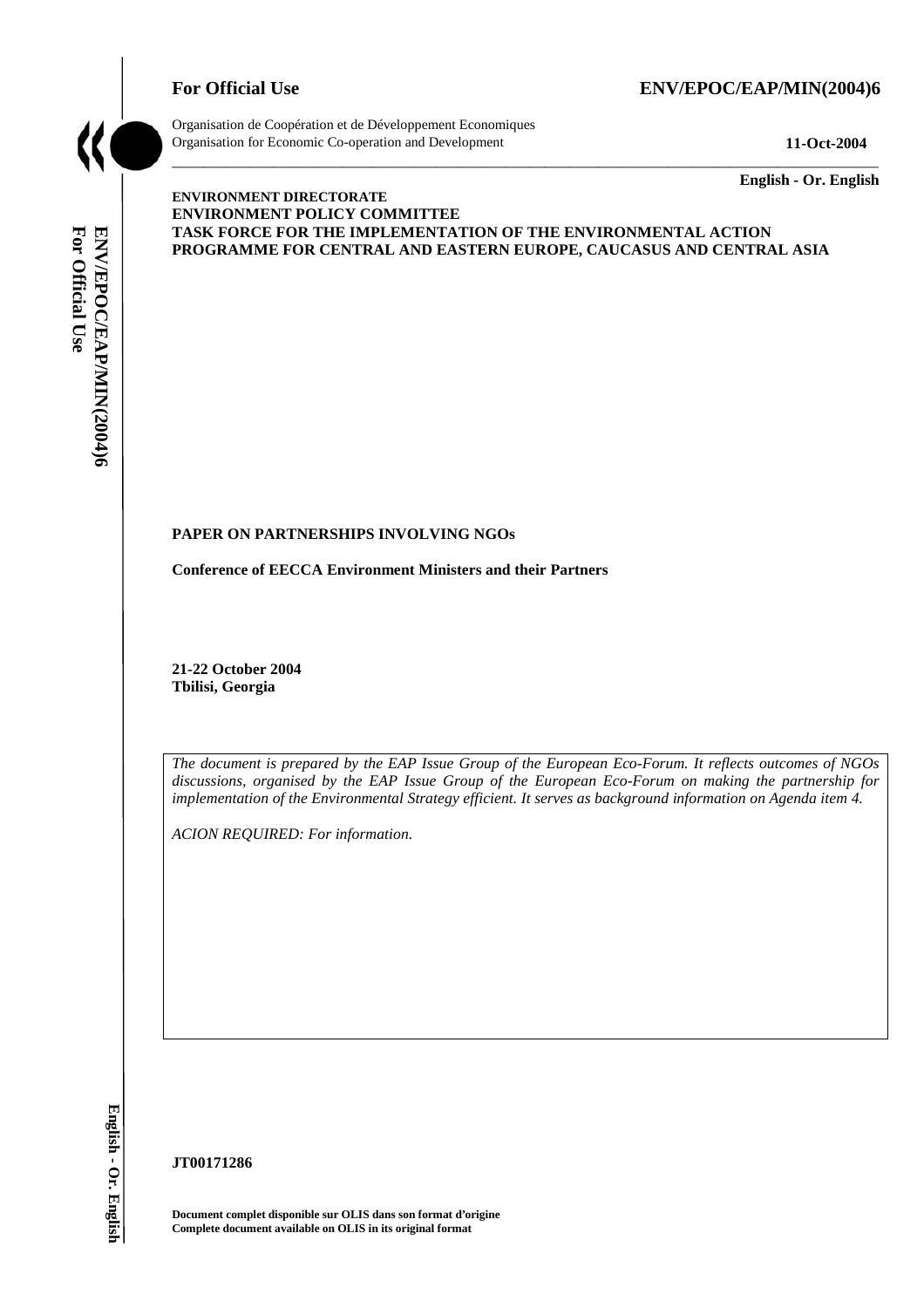**For Official Use** **ENV/EPOC/EAP/MIN(2004)6**

Organisation de Coopération et de Développement Economiques
Organisation for Economic Co-operation and Development **11-Oct-2004**

**English - Or. English**

**ENVIRONMENT DIRECTORATE**
**ENVIRONMENT POLICY COMMITTEE**
**TASK FORCE FOR THE IMPLEMENTATION OF THE ENVIRONMENTAL ACTION PROGRAMME FOR CENTRAL AND EASTERN EUROPE, CAUCASUS AND CENTRAL ASIA**

**PAPER ON PARTNERSHIPS INVOLVING NGOs**

**Conference of EECCA Environment Ministers and their Partners**

**21-22 October 2004**
**Tbilisi, Georgia**

*The document is prepared by the EAP Issue Group of the European Eco-Forum. It reflects outcomes of NGOs discussions, organised by the EAP Issue Group of the European Eco-Forum on making the partnership for implementation of the Environmental Strategy efficient. It serves as background information on Agenda item 4.*

*ACION REQUIRED: For information.*

**JT00171286**

**Document complet disponible sur OLIS dans son format d'origine**
**Complete document available on OLIS in its original format**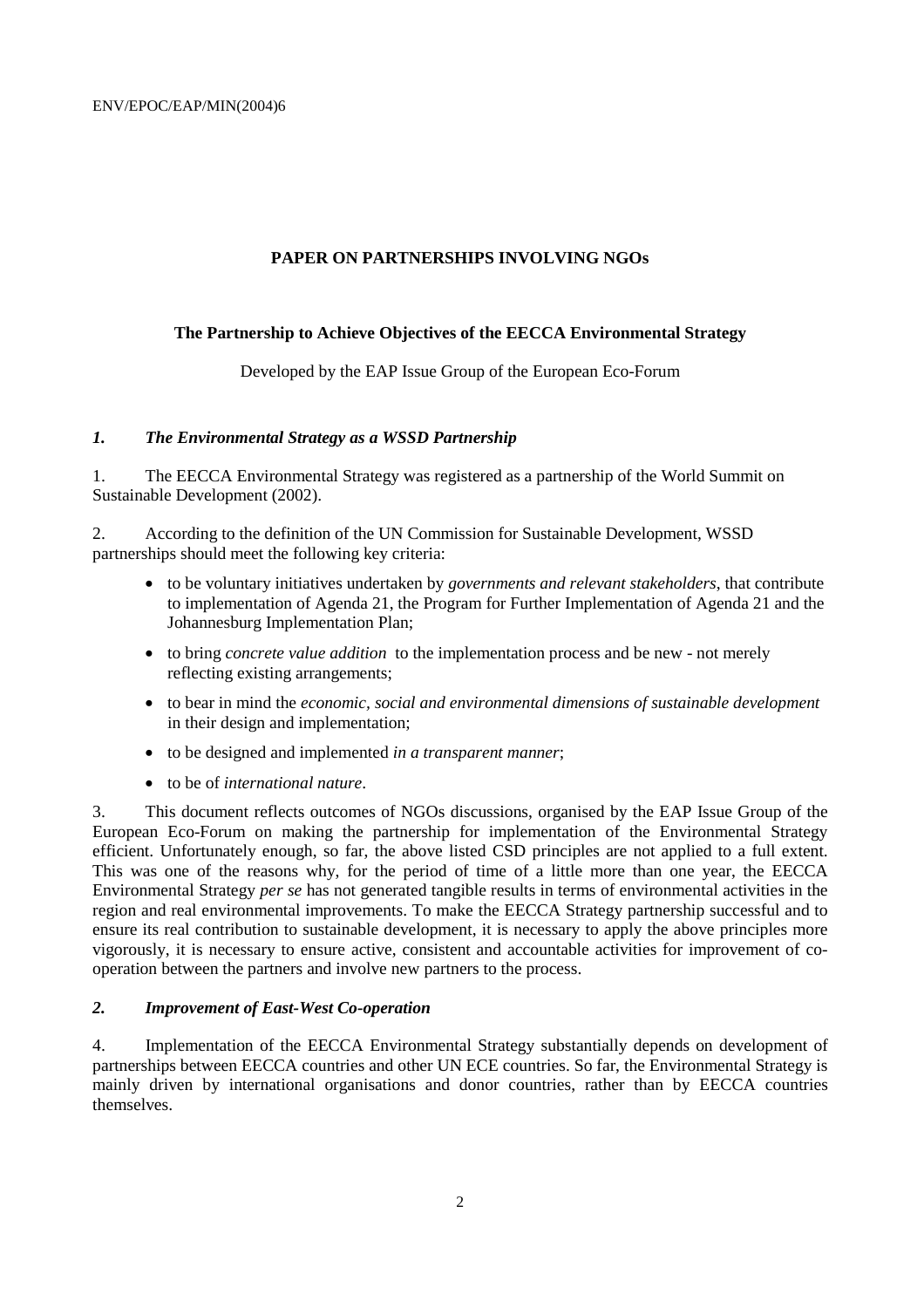## PAPER ON PARTNERSHIPS INVOLVING NGOs

### The Partnership to Achieve Objectives of the EECCA Environmental Strategy

Developed by the EAP Issue Group of the European Eco-Forum

### *1. The Environmental Strategy as a WSSD Partnership*

1. The EECCA Environmental Strategy was registered as a partnership of the World Summit on Sustainable Development (2002).

2. According to the definition of the UN Commission for Sustainable Development, WSSD partnerships should meet the following key criteria:

- to be voluntary initiatives undertaken by *governments and relevant stakeholders*, that contribute to implementation of Agenda 21, the Program for Further Implementation of Agenda 21 and the Johannesburg Implementation Plan;
- to bring *concrete value addition* to the implementation process and be new - not merely reflecting existing arrangements;
- to bear in mind the *economic, social and environmental dimensions of sustainable development* in their design and implementation;
- to be designed and implemented *in a transparent manner*;
- to be of *international nature*.

3. This document reflects outcomes of NGOs discussions, organised by the EAP Issue Group of the European Eco-Forum on making the partnership for implementation of the Environmental Strategy efficient. Unfortunately enough, so far, the above listed CSD principles are not applied to a full extent. This was one of the reasons why, for the period of time of a little more than one year, the EECCA Environmental Strategy *per se* has not generated tangible results in terms of environmental activities in the region and real environmental improvements. To make the EECCA Strategy partnership successful and to ensure its real contribution to sustainable development, it is necessary to apply the above principles more vigorously, it is necessary to ensure active, consistent and accountable activities for improvement of co-operation between the partners and involve new partners to the process.

### *2. Improvement of East-West Co-operation*

4. Implementation of the EECCA Environmental Strategy substantially depends on development of partnerships between EECCA countries and other UN ECE countries. So far, the Environmental Strategy is mainly driven by international organisations and donor countries, rather than by EECCA countries themselves.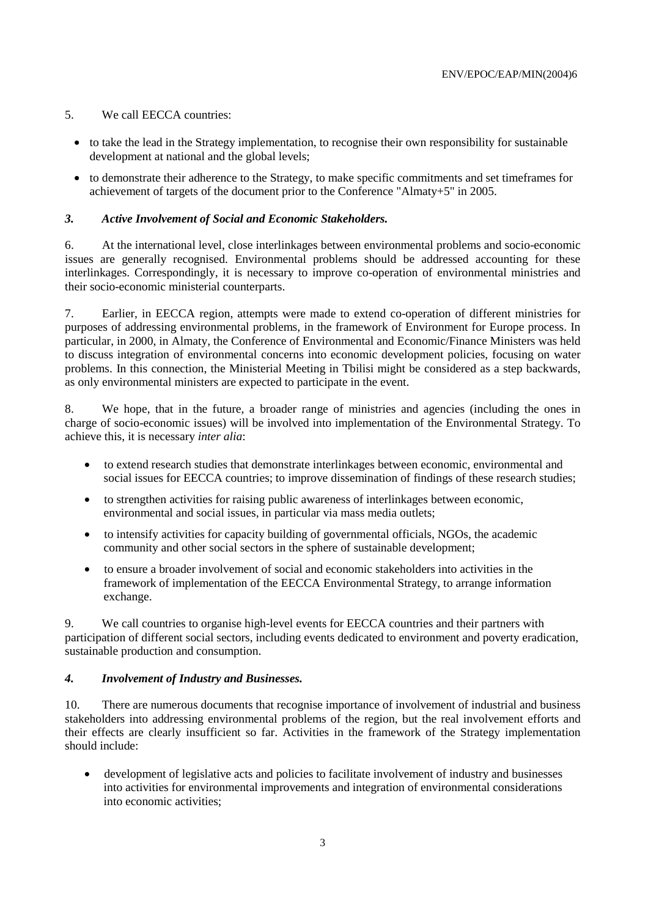5. We call EECCA countries:

- to take the lead in the Strategy implementation, to recognise their own responsibility for sustainable development at national and the global levels;
- to demonstrate their adherence to the Strategy, to make specific commitments and set timeframes for achievement of targets of the document prior to the Conference "Almaty+5" in 2005.

### *3. Active Involvement of Social and Economic Stakeholders.*

6. At the international level, close interlinkages between environmental problems and socio-economic issues are generally recognised. Environmental problems should be addressed accounting for these interlinkages. Correspondingly, it is necessary to improve co-operation of environmental ministries and their socio-economic ministerial counterparts.

7. Earlier, in EECCA region, attempts were made to extend co-operation of different ministries for purposes of addressing environmental problems, in the framework of Environment for Europe process. In particular, in 2000, in Almaty, the Conference of Environmental and Economic/Finance Ministers was held to discuss integration of environmental concerns into economic development policies, focusing on water problems. In this connection, the Ministerial Meeting in Tbilisi might be considered as a step backwards, as only environmental ministers are expected to participate in the event.

8. We hope, that in the future, a broader range of ministries and agencies (including the ones in charge of socio-economic issues) will be involved into implementation of the Environmental Strategy. To achieve this, it is necessary *inter alia*:

- to extend research studies that demonstrate interlinkages between economic, environmental and social issues for EECCA countries; to improve dissemination of findings of these research studies;
- to strengthen activities for raising public awareness of interlinkages between economic, environmental and social issues, in particular via mass media outlets;
- to intensify activities for capacity building of governmental officials, NGOs, the academic community and other social sectors in the sphere of sustainable development;
- to ensure a broader involvement of social and economic stakeholders into activities in the framework of implementation of the EECCA Environmental Strategy, to arrange information exchange.

9. We call countries to organise high-level events for EECCA countries and their partners with participation of different social sectors, including events dedicated to environment and poverty eradication, sustainable production and consumption.

### *4. Involvement of Industry and Businesses.*

10. There are numerous documents that recognise importance of involvement of industrial and business stakeholders into addressing environmental problems of the region, but the real involvement efforts and their effects are clearly insufficient so far. Activities in the framework of the Strategy implementation should include:

- development of legislative acts and policies to facilitate involvement of industry and businesses into activities for environmental improvements and integration of environmental considerations into economic activities;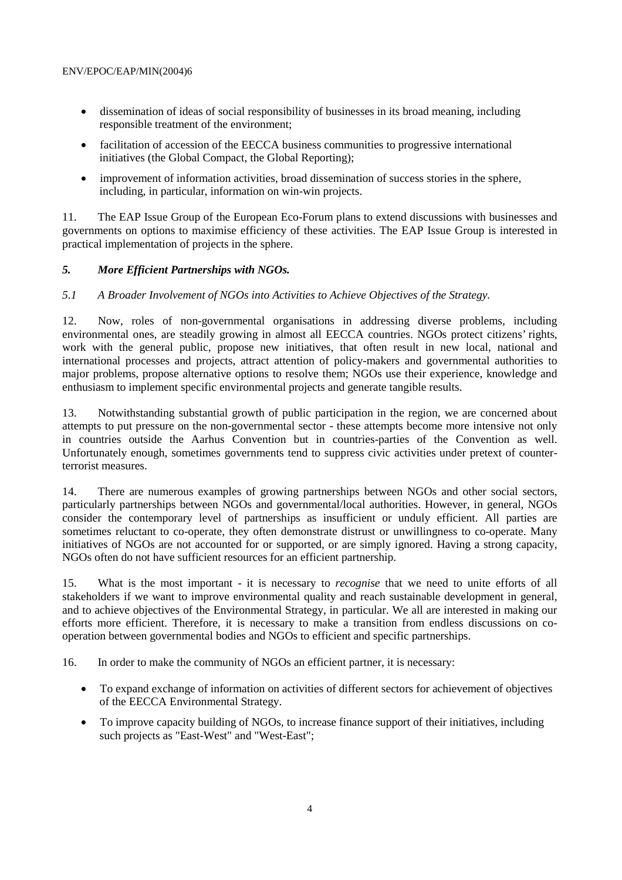- dissemination of ideas of social responsibility of businesses in its broad meaning, including responsible treatment of the environment;
- facilitation of accession of the EECCA business communities to progressive international initiatives (the Global Compact, the Global Reporting);
- improvement of information activities, broad dissemination of success stories in the sphere, including, in particular, information on win-win projects.

11. The EAP Issue Group of the European Eco-Forum plans to extend discussions with businesses and governments on options to maximise efficiency of these activities. The EAP Issue Group is interested in practical implementation of projects in the sphere.

### *5. More Efficient Partnerships with NGOs.*

#### *5.1 A Broader Involvement of NGOs into Activities to Achieve Objectives of the Strategy.*

12. Now, roles of non-governmental organisations in addressing diverse problems, including environmental ones, are steadily growing in almost all EECCA countries. NGOs protect citizens' rights, work with the general public, propose new initiatives, that often result in new local, national and international processes and projects, attract attention of policy-makers and governmental authorities to major problems, propose alternative options to resolve them; NGOs use their experience, knowledge and enthusiasm to implement specific environmental projects and generate tangible results.

13. Notwithstanding substantial growth of public participation in the region, we are concerned about attempts to put pressure on the non-governmental sector - these attempts become more intensive not only in countries outside the Aarhus Convention but in countries-parties of the Convention as well. Unfortunately enough, sometimes governments tend to suppress civic activities under pretext of counter-terrorist measures.

14. There are numerous examples of growing partnerships between NGOs and other social sectors, particularly partnerships between NGOs and governmental/local authorities. However, in general, NGOs consider the contemporary level of partnerships as insufficient or unduly efficient. All parties are sometimes reluctant to co-operate, they often demonstrate distrust or unwillingness to co-operate. Many initiatives of NGOs are not accounted for or supported, or are simply ignored. Having a strong capacity, NGOs often do not have sufficient resources for an efficient partnership.

15. What is the most important - it is necessary to *recognise* that we need to unite efforts of all stakeholders if we want to improve environmental quality and reach sustainable development in general, and to achieve objectives of the Environmental Strategy, in particular. We all are interested in making our efforts more efficient. Therefore, it is necessary to make a transition from endless discussions on co-operation between governmental bodies and NGOs to efficient and specific partnerships.

16. In order to make the community of NGOs an efficient partner, it is necessary:

- To expand exchange of information on activities of different sectors for achievement of objectives of the EECCA Environmental Strategy.
- To improve capacity building of NGOs, to increase finance support of their initiatives, including such projects as "East-West" and "West-East";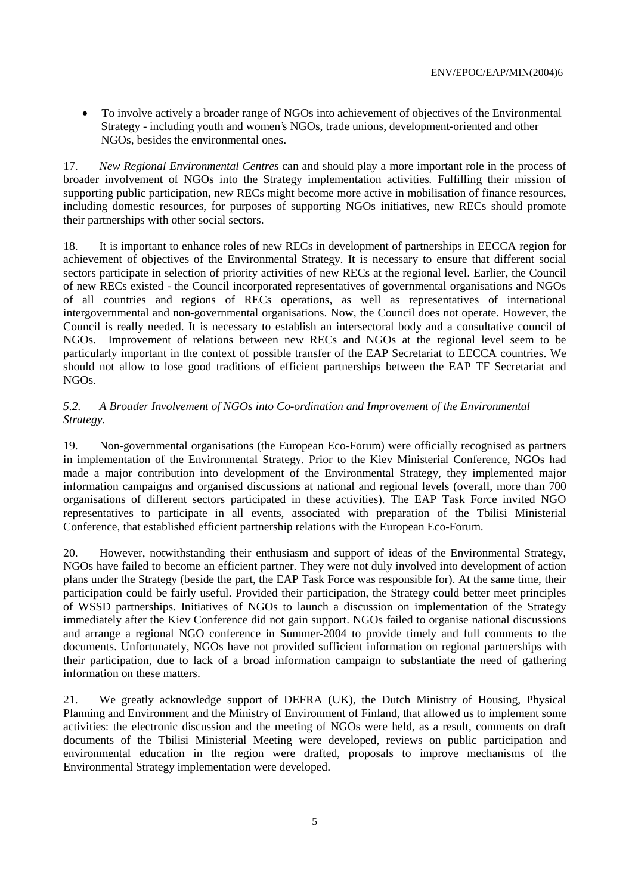- To involve actively a broader range of NGOs into achievement of objectives of the Environmental Strategy - including youth and women's NGOs, trade unions, development-oriented and other NGOs, besides the environmental ones.

17. *New Regional Environmental Centres* can and should play a more important role in the process of broader involvement of NGOs into the Strategy implementation activities. Fulfilling their mission of supporting public participation, new RECs might become more active in mobilisation of finance resources, including domestic resources, for purposes of supporting NGOs initiatives, new RECs should promote their partnerships with other social sectors.

18. It is important to enhance roles of new RECs in development of partnerships in EECCA region for achievement of objectives of the Environmental Strategy. It is necessary to ensure that different social sectors participate in selection of priority activities of new RECs at the regional level. Earlier, the Council of new RECs existed - the Council incorporated representatives of governmental organisations and NGOs of all countries and regions of RECs operations, as well as representatives of international intergovernmental and non-governmental organisations. Now, the Council does not operate. However, the Council is really needed. It is necessary to establish an intersectoral body and a consultative council of NGOs. Improvement of relations between new RECs and NGOs at the regional level seem to be particularly important in the context of possible transfer of the EAP Secretariat to EECCA countries. We should not allow to lose good traditions of efficient partnerships between the EAP TF Secretariat and NGOs.

### *5.2. A Broader Involvement of NGOs into Co-ordination and Improvement of the Environmental Strategy.*

19. Non-governmental organisations (the European Eco-Forum) were officially recognised as partners in implementation of the Environmental Strategy. Prior to the Kiev Ministerial Conference, NGOs had made a major contribution into development of the Environmental Strategy, they implemented major information campaigns and organised discussions at national and regional levels (overall, more than 700 organisations of different sectors participated in these activities). The EAP Task Force invited NGO representatives to participate in all events, associated with preparation of the Tbilisi Ministerial Conference, that established efficient partnership relations with the European Eco-Forum.

20. However, notwithstanding their enthusiasm and support of ideas of the Environmental Strategy, NGOs have failed to become an efficient partner. They were not duly involved into development of action plans under the Strategy (beside the part, the EAP Task Force was responsible for). At the same time, their participation could be fairly useful. Provided their participation, the Strategy could better meet principles of WSSD partnerships. Initiatives of NGOs to launch a discussion on implementation of the Strategy immediately after the Kiev Conference did not gain support. NGOs failed to organise national discussions and arrange a regional NGO conference in Summer-2004 to provide timely and full comments to the documents. Unfortunately, NGOs have not provided sufficient information on regional partnerships with their participation, due to lack of a broad information campaign to substantiate the need of gathering information on these matters.

21. We greatly acknowledge support of DEFRA (UK), the Dutch Ministry of Housing, Physical Planning and Environment and the Ministry of Environment of Finland, that allowed us to implement some activities: the electronic discussion and the meeting of NGOs were held, as a result, comments on draft documents of the Tbilisi Ministerial Meeting were developed, reviews on public participation and environmental education in the region were drafted, proposals to improve mechanisms of the Environmental Strategy implementation were developed.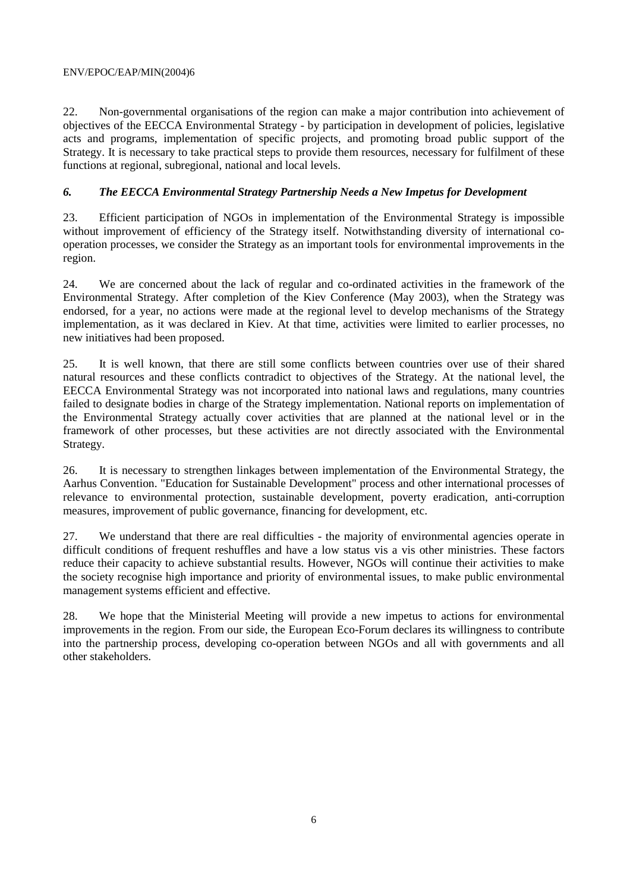22. Non-governmental organisations of the region can make a major contribution into achievement of objectives of the EECCA Environmental Strategy - by participation in development of policies, legislative acts and programs, implementation of specific projects, and promoting broad public support of the Strategy. It is necessary to take practical steps to provide them resources, necessary for fulfilment of these functions at regional, subregional, national and local levels.

### *6. The EECCA Environmental Strategy Partnership Needs a New Impetus for Development*

23. Efficient participation of NGOs in implementation of the Environmental Strategy is impossible without improvement of efficiency of the Strategy itself. Notwithstanding diversity of international co-operation processes, we consider the Strategy as an important tools for environmental improvements in the region.

24. We are concerned about the lack of regular and co-ordinated activities in the framework of the Environmental Strategy. After completion of the Kiev Conference (May 2003), when the Strategy was endorsed, for a year, no actions were made at the regional level to develop mechanisms of the Strategy implementation, as it was declared in Kiev. At that time, activities were limited to earlier processes, no new initiatives had been proposed.

25. It is well known, that there are still some conflicts between countries over use of their shared natural resources and these conflicts contradict to objectives of the Strategy. At the national level, the EECCA Environmental Strategy was not incorporated into national laws and regulations, many countries failed to designate bodies in charge of the Strategy implementation. National reports on implementation of the Environmental Strategy actually cover activities that are planned at the national level or in the framework of other processes, but these activities are not directly associated with the Environmental Strategy.

26. It is necessary to strengthen linkages between implementation of the Environmental Strategy, the Aarhus Convention. "Education for Sustainable Development" process and other international processes of relevance to environmental protection, sustainable development, poverty eradication, anti-corruption measures, improvement of public governance, financing for development, etc.

27. We understand that there are real difficulties - the majority of environmental agencies operate in difficult conditions of frequent reshuffles and have a low status vis a vis other ministries. These factors reduce their capacity to achieve substantial results. However, NGOs will continue their activities to make the society recognise high importance and priority of environmental issues, to make public environmental management systems efficient and effective.

28. We hope that the Ministerial Meeting will provide a new impetus to actions for environmental improvements in the region. From our side, the European Eco-Forum declares its willingness to contribute into the partnership process, developing co-operation between NGOs and all with governments and all other stakeholders.